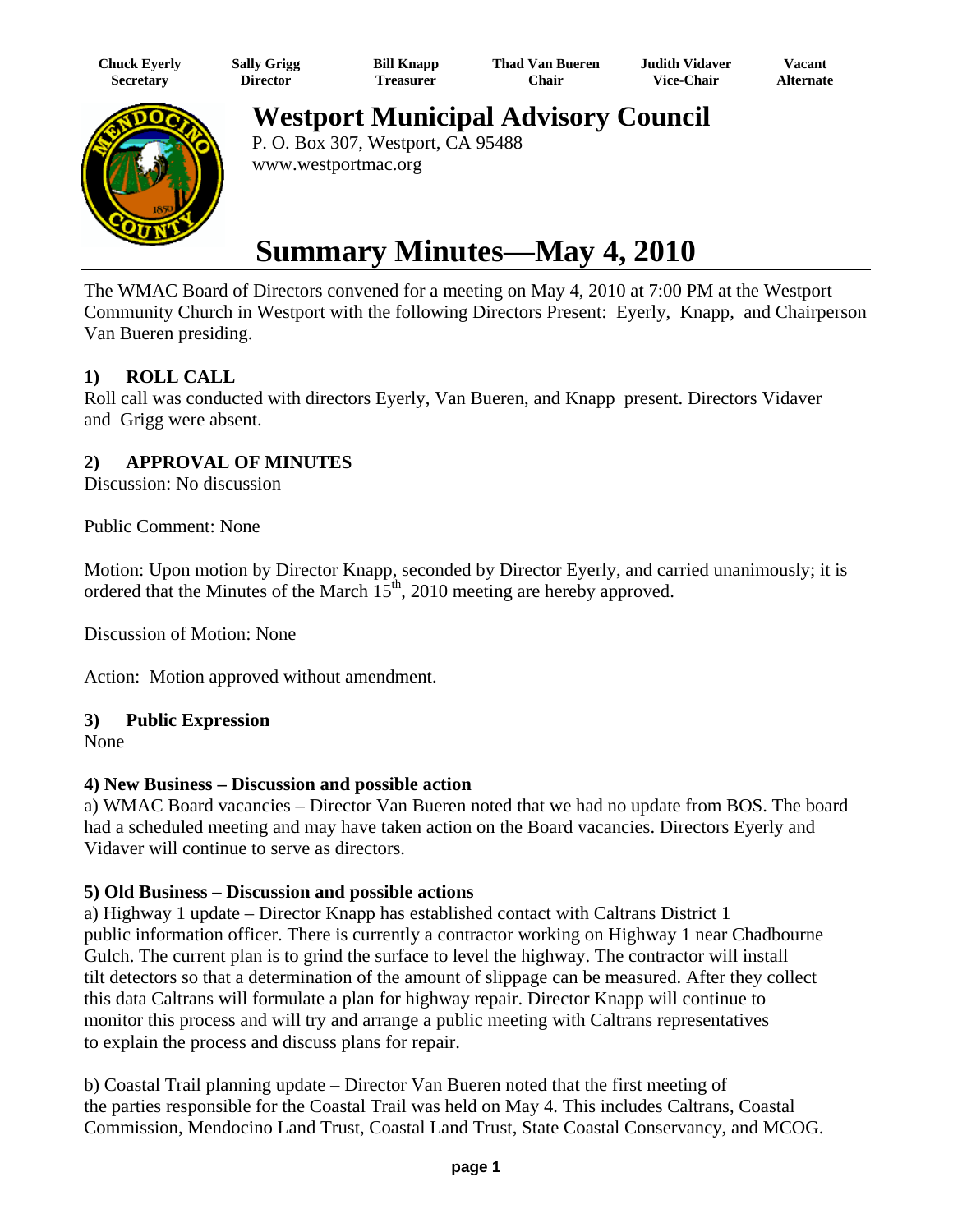| Chuck Eyerly | Sally Grigg | Bill Knapp | Thad Van Bueren | Judith Vidaver | Vacant |
|---|---|---|---|---|---|
| Secretary | Director | Treasurer | Chair | Vice-Chair | Alternate |

# Westport Municipal Advisory Council

P. O. Box 307, Westport, CA 95488
www.westportmac.org

# Summary Minutes—May 4, 2010

The WMAC Board of Directors convened for a meeting on May 4, 2010 at 7:00 PM at the Westport Community Church in Westport with the following Directors Present: Eyerly, Knapp, and Chairperson Van Bueren presiding.

## 1) ROLL CALL

Roll call was conducted with directors Eyerly, Van Bueren, and Knapp present. Directors Vidaver and Grigg were absent.

## 2) APPROVAL OF MINUTES

Discussion: No discussion

Public Comment: None

Motion: Upon motion by Director Knapp, seconded by Director Eyerly, and carried unanimously; it is ordered that the Minutes of the March 15th, 2010 meeting are hereby approved.

Discussion of Motion: None

Action: Motion approved without amendment.

## 3) Public Expression

None

### 4) New Business – Discussion and possible action

a) WMAC Board vacancies – Director Van Bueren noted that we had no update from BOS. The board had a scheduled meeting and may have taken action on the Board vacancies. Directors Eyerly and Vidaver will continue to serve as directors.

### 5) Old Business – Discussion and possible actions

a) Highway 1 update – Director Knapp has established contact with Caltrans District 1 public information officer. There is currently a contractor working on Highway 1 near Chadbourne Gulch. The current plan is to grind the surface to level the highway. The contractor will install tilt detectors so that a determination of the amount of slippage can be measured. After they collect this data Caltrans will formulate a plan for highway repair. Director Knapp will continue to monitor this process and will try and arrange a public meeting with Caltrans representatives to explain the process and discuss plans for repair.

b) Coastal Trail planning update – Director Van Bueren noted that the first meeting of the parties responsible for the Coastal Trail was held on May 4. This includes Caltrans, Coastal Commission, Mendocino Land Trust, Coastal Land Trust, State Coastal Conservancy, and MCOG.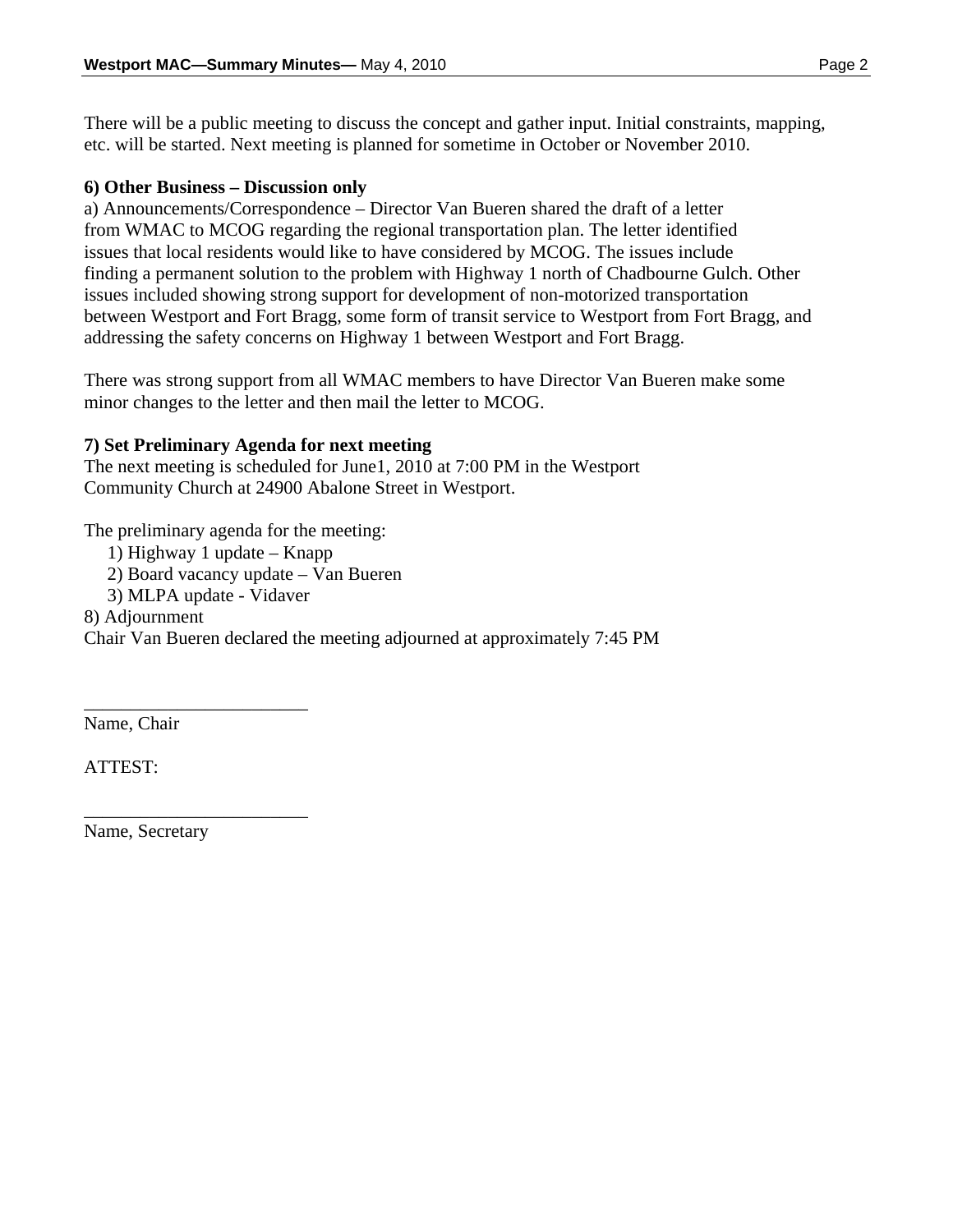There will be a public meeting to discuss the concept and gather input. Initial constraints, mapping, etc. will be started. Next meeting is planned for sometime in October or November 2010.

**6) Other Business – Discussion only**

a) Announcements/Correspondence – Director Van Bueren shared the draft of a letter from WMAC to MCOG regarding the regional transportation plan. The letter identified issues that local residents would like to have considered by MCOG. The issues include finding a permanent solution to the problem with Highway 1 north of Chadbourne Gulch. Other issues included showing strong support for development of non-motorized transportation between Westport and Fort Bragg, some form of transit service to Westport from Fort Bragg, and addressing the safety concerns on Highway 1 between Westport and Fort Bragg.

There was strong support from all WMAC members to have Director Van Bueren make some minor changes to the letter and then mail the letter to MCOG.

**7) Set Preliminary Agenda for next meeting**

The next meeting is scheduled for June1, 2010 at 7:00 PM in the Westport Community Church at 24900 Abalone Street in Westport.

The preliminary agenda for the meeting:

1) Highway 1 update – Knapp
2) Board vacancy update – Van Bueren
3) MLPA update - Vidaver

8) Adjournment

Chair Van Bueren declared the meeting adjourned at approximately 7:45 PM

________________________

Name, Chair

ATTEST:

________________________

Name, Secretary